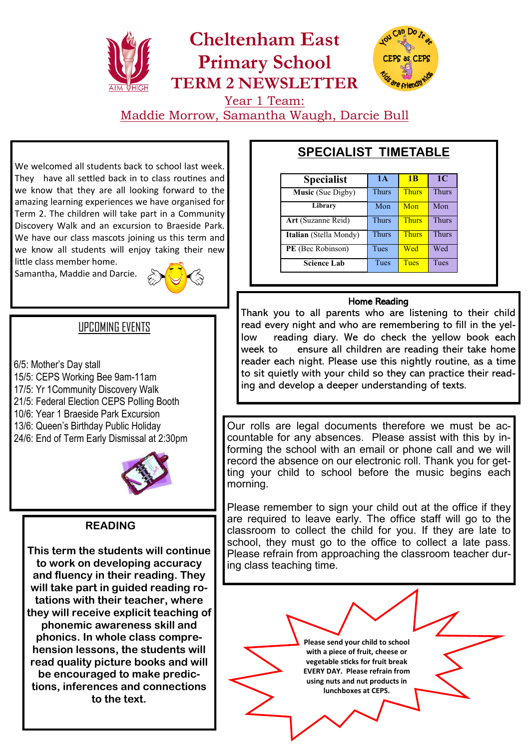# Cheltenham East Primary School

# TERM 2 NEWSLETTER

## Year 1 Team:

## Maddie Morrow, Samantha Waugh, Darcie Bull

We welcomed all students back to school last week. They have all settled back in to class routines and we know that they are all looking forward to the amazing learning experiences we have organised for Term 2. The children will take part in a Community Discovery Walk and an excursion to Braeside Park. We have our class mascots joining us this term and we know all students will enjoy taking their new little class member home.

Samantha, Maddie and Darcie.

## UPCOMING EVENTS

- 6/5: Mother's Day stall
- 15/5: CEPS Working Bee 9am-11am
- 17/5: Yr 1Community Discovery Walk
- 21/5: Federal Election CEPS Polling Booth
- 10/6: Year 1 Braeside Park Excursion
- 13/6: Queen's Birthday Public Holiday
- 24/6: End of Term Early Dismissal at 2:30pm

## READING

**This term the students will continue to work on developing accuracy and fluency in their reading. They will take part in guided reading rotations with their teacher, where they will receive explicit teaching of phonemic awareness skill and phonics. In whole class comprehension lessons, the students will read quality picture books and will be encouraged to make predictions, inferences and connections to the text.**

## SPECIALIST TIMETABLE

| Specialist | 1A | 1B | 1C |
|---|---|---|---|
| **Music** (Sue Digby) | Thurs | Thurs | Thurs |
| **Library** | Mon | Mon | Mon |
| **Art** (Suzanne Reid) | Thurs | Thurs | Thurs |
| **Italian** (Stella Mondy) | Thurs | Thurs | Thurs |
| **PE** (Bec Robinson) | Tues | Wed | Wed |
| **Science Lab** | Tues | Tues | Tues |

### Home Reading

Thank you to all parents who are listening to their child read every night and who are remembering to fill in the yellow reading diary. We do check the yellow book each week to ensure all children are reading their take home reader each night. Please use this nightly routine, as a time to sit quietly with your child so they can practice their reading and develop a deeper understanding of texts.

Our rolls are legal documents therefore we must be accountable for any absences. Please assist with this by informing the school with an email or phone call and we will record the absence on our electronic roll. Thank you for getting your child to school before the music begins each morning.

Please remember to sign your child out at the office if they are required to leave early. The office staff will go to the classroom to collect the child for you. If they are late to school, they must go to the office to collect a late pass. Please refrain from approaching the classroom teacher during class teaching time.

**Please send your child to school with a piece of fruit, cheese or vegetable sticks for fruit break EVERY DAY. Please refrain from using nuts and nut products in lunchboxes at CEPS.**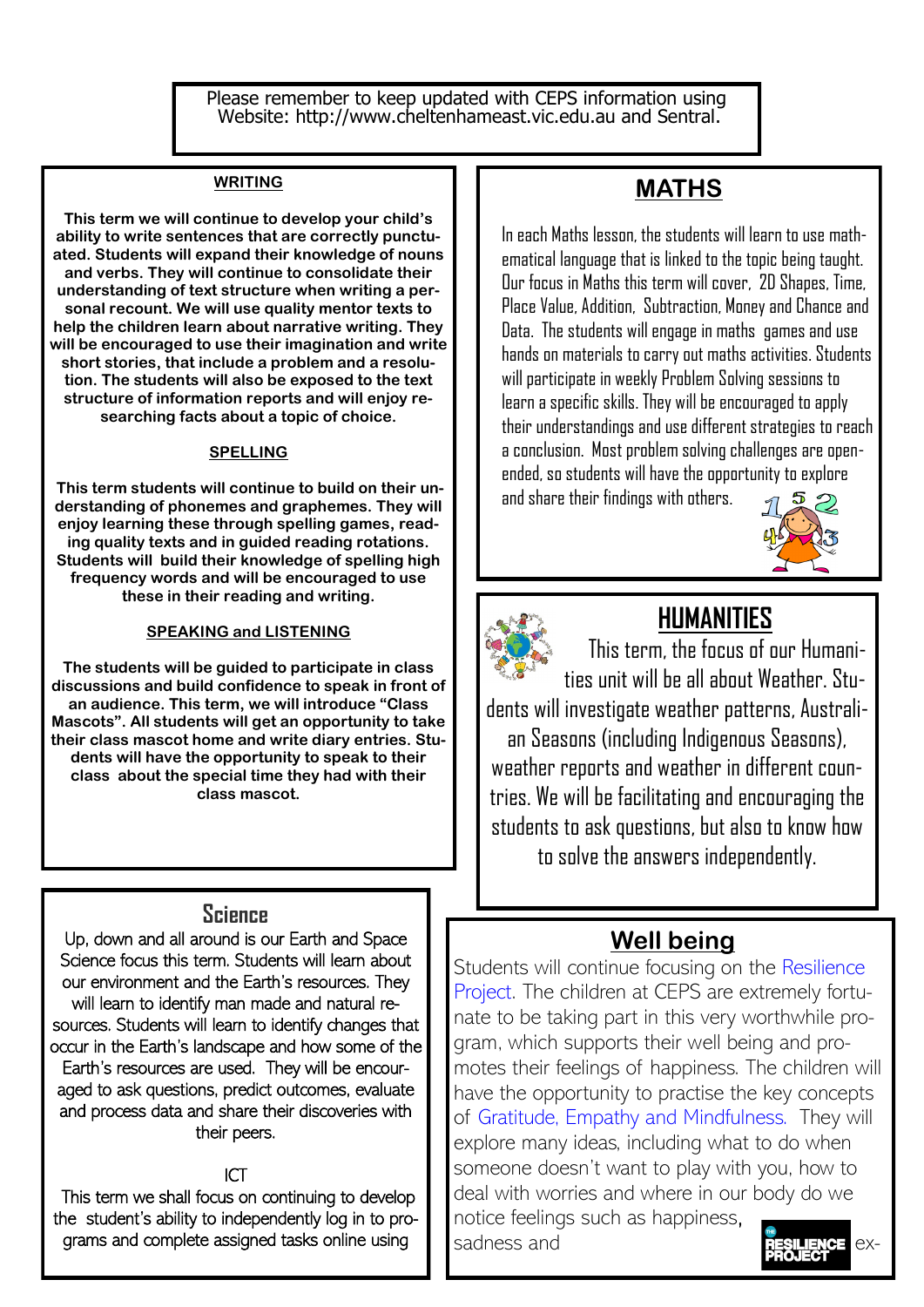Please remember to keep updated with CEPS information using Website: http://www.cheltenhameast.vic.edu.au and Sentral.

### WRITING

**This term we will continue to develop your child's ability to write sentences that are correctly punctuated. Students will expand their knowledge of nouns and verbs. They will continue to consolidate their understanding of text structure when writing a personal recount. We will use quality mentor texts to help the children learn about narrative writing. They will be encouraged to use their imagination and write short stories, that include a problem and a resolution. The students will also be exposed to the text structure of information reports and will enjoy researching facts about a topic of choice.**

### SPELLING

**This term students will continue to build on their understanding of phonemes and graphemes. They will enjoy learning these through spelling games, reading quality texts and in guided reading rotations. Students will build their knowledge of spelling high frequency words and will be encouraged to use these in their reading and writing.**

### SPEAKING and LISTENING

**The students will be guided to participate in class discussions and build confidence to speak in front of an audience. This term, we will introduce "Class Mascots". All students will get an opportunity to take their class mascot home and write diary entries. Students will have the opportunity to speak to their class about the special time they had with their class mascot.**

## MATHS

In each Maths lesson, the students will learn to use mathematical language that is linked to the topic being taught. Our focus in Maths this term will cover, 2D Shapes, Time, Place Value, Addition, Subtraction, Money and Chance and Data. The students will engage in maths games and use hands on materials to carry out maths activities. Students will participate in weekly Problem Solving sessions to learn a specific skills. They will be encouraged to apply their understandings and use different strategies to reach a conclusion. Most problem solving challenges are open-ended, so students will have the opportunity to explore and share their findings with others.

## HUMANITIES

This term, the focus of our Humanities unit will be all about Weather. Students will investigate weather patterns, Australian Seasons (including Indigenous Seasons), weather reports and weather in different countries. We will be facilitating and encouraging the students to ask questions, but also to know how to solve the answers independently.

## Science

Up, down and all around is our Earth and Space Science focus this term. Students will learn about our environment and the Earth's resources. They will learn to identify man made and natural resources. Students will learn to identify changes that occur in the Earth's landscape and how some of the Earth's resources are used. They will be encouraged to ask questions, predict outcomes, evaluate and process data and share their discoveries with their peers.

### ICT

This term we shall focus on continuing to develop the student's ability to independently log in to programs and complete assigned tasks online using

## Well being

Students will continue focusing on the Resilience Project. The children at CEPS are extremely fortunate to be taking part in this very worthwhile program, which supports their well being and promotes their feelings of happiness. The children will have the opportunity to practise the key concepts of Gratitude, Empathy and Mindfulness. They will explore many ideas, including what to do when someone doesn't want to play with you, how to deal with worries and where in our body do we notice feelings such as happiness, sadness and ex-